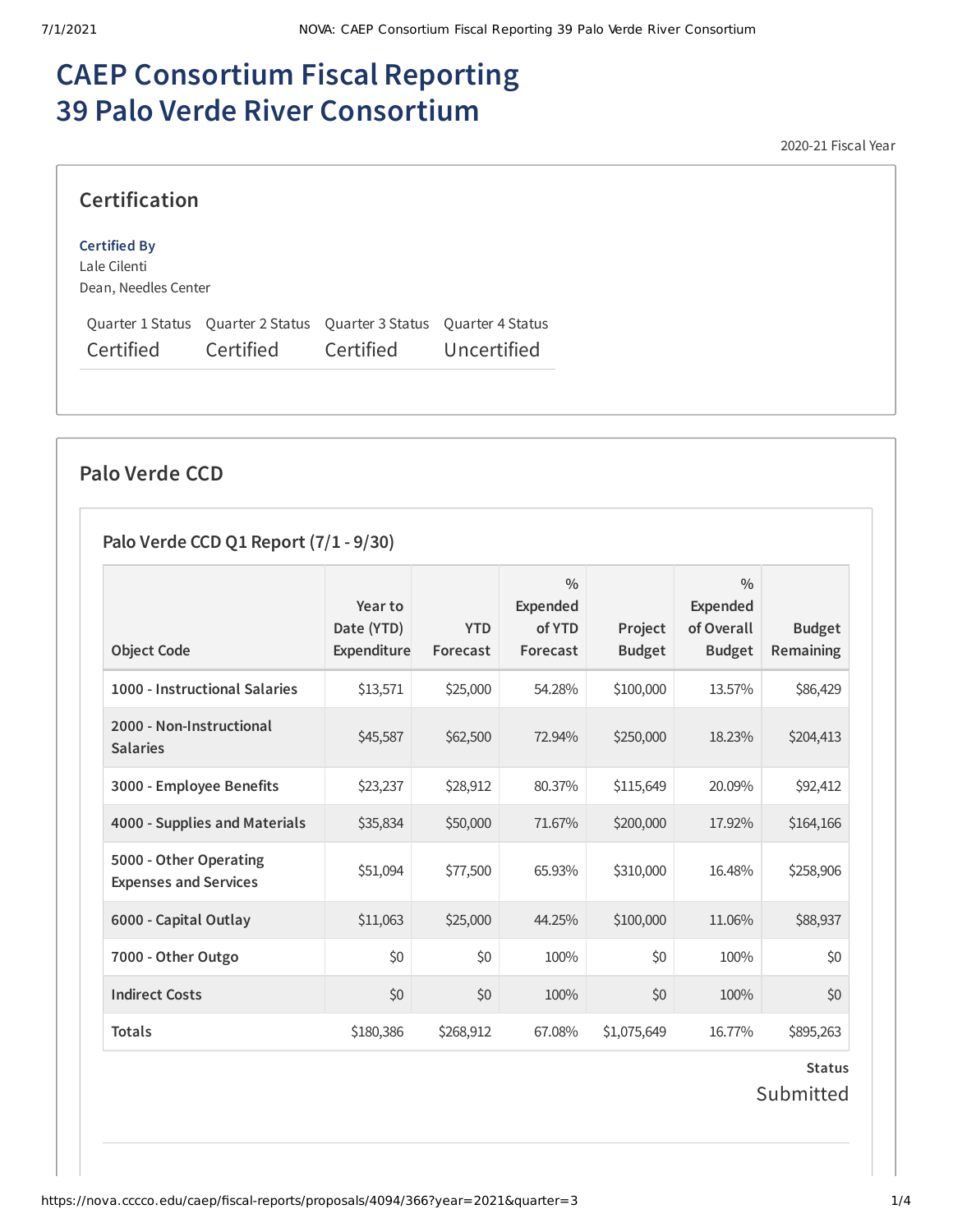# CAEP Consortium Fiscal Reporting 39 Palo Verde River Consortium

2020-21 Fiscal Year

## Certification

**Certified By**
Lale Cilenti
Dean, Needles Center

| Quarter 1 Status | Quarter 2 Status | Quarter 3 Status | Quarter 4 Status |
|---|---|---|---|
| Certified | Certified | Certified | Uncertified |

## Palo Verde CCD

### Palo Verde CCD Q1 Report (7/1 - 9/30)

| Object Code | Year to Date (YTD) Expenditure | YTD Forecast | % Expended of YTD Forecast | Project Budget | % Expended of Overall Budget | Budget Remaining |
|---|---|---|---|---|---|---|
| **1000 - Instructional Salaries** | $13,571 | $25,000 | 54.28% | $100,000 | 13.57% | $86,429 |
| **2000 - Non-Instructional Salaries** | $45,587 | $62,500 | 72.94% | $250,000 | 18.23% | $204,413 |
| **3000 - Employee Benefits** | $23,237 | $28,912 | 80.37% | $115,649 | 20.09% | $92,412 |
| **4000 - Supplies and Materials** | $35,834 | $50,000 | 71.67% | $200,000 | 17.92% | $164,166 |
| **5000 - Other Operating Expenses and Services** | $51,094 | $77,500 | 65.93% | $310,000 | 16.48% | $258,906 |
| **6000 - Capital Outlay** | $11,063 | $25,000 | 44.25% | $100,000 | 11.06% | $88,937 |
| **7000 - Other Outgo** | $0 | $0 | 100% | $0 | 100% | $0 |
| **Indirect Costs** | $0 | $0 | 100% | $0 | 100% | $0 |
| **Totals** | $180,386 | $268,912 | 67.08% | $1,075,649 | 16.77% | $895,263 |

**Status**
Submitted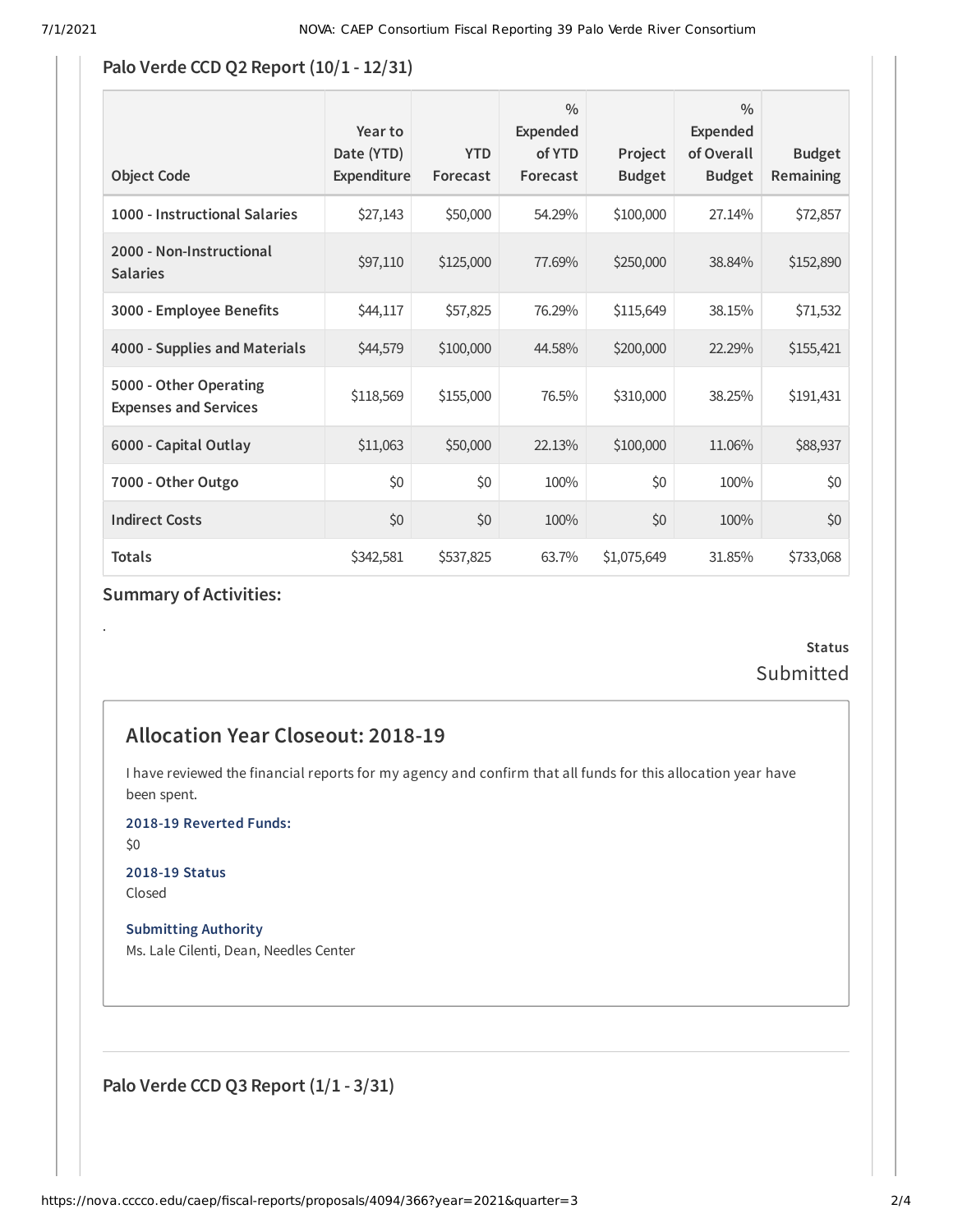### Palo Verde CCD Q2 Report (10/1 - 12/31)

| Object Code | Year to Date (YTD) Expenditure | YTD Forecast | % Expended of YTD Forecast | Project Budget | % Expended of Overall Budget | Budget Remaining |
|---|---|---|---|---|---|---|
| 1000 - Instructional Salaries | $27,143 | $50,000 | 54.29% | $100,000 | 27.14% | $72,857 |
| 2000 - Non-Instructional Salaries | $97,110 | $125,000 | 77.69% | $250,000 | 38.84% | $152,890 |
| 3000 - Employee Benefits | $44,117 | $57,825 | 76.29% | $115,649 | 38.15% | $71,532 |
| 4000 - Supplies and Materials | $44,579 | $100,000 | 44.58% | $200,000 | 22.29% | $155,421 |
| 5000 - Other Operating Expenses and Services | $118,569 | $155,000 | 76.5% | $310,000 | 38.25% | $191,431 |
| 6000 - Capital Outlay | $11,063 | $50,000 | 22.13% | $100,000 | 11.06% | $88,937 |
| 7000 - Other Outgo | $0 | $0 | 100% | $0 | 100% | $0 |
| Indirect Costs | $0 | $0 | 100% | $0 | 100% | $0 |
| Totals | $342,581 | $537,825 | 63.7% | $1,075,649 | 31.85% | $733,068 |

**Summary of Activities:**

.

**Status**

Submitted

## Allocation Year Closeout: 2018-19

I have reviewed the financial reports for my agency and confirm that all funds for this allocation year have been spent.

**2018-19 Reverted Funds:**

$0

**2018-19 Status**

Closed

**Submitting Authority**

Ms. Lale Cilenti, Dean, Needles Center

### Palo Verde CCD Q3 Report (1/1 - 3/31)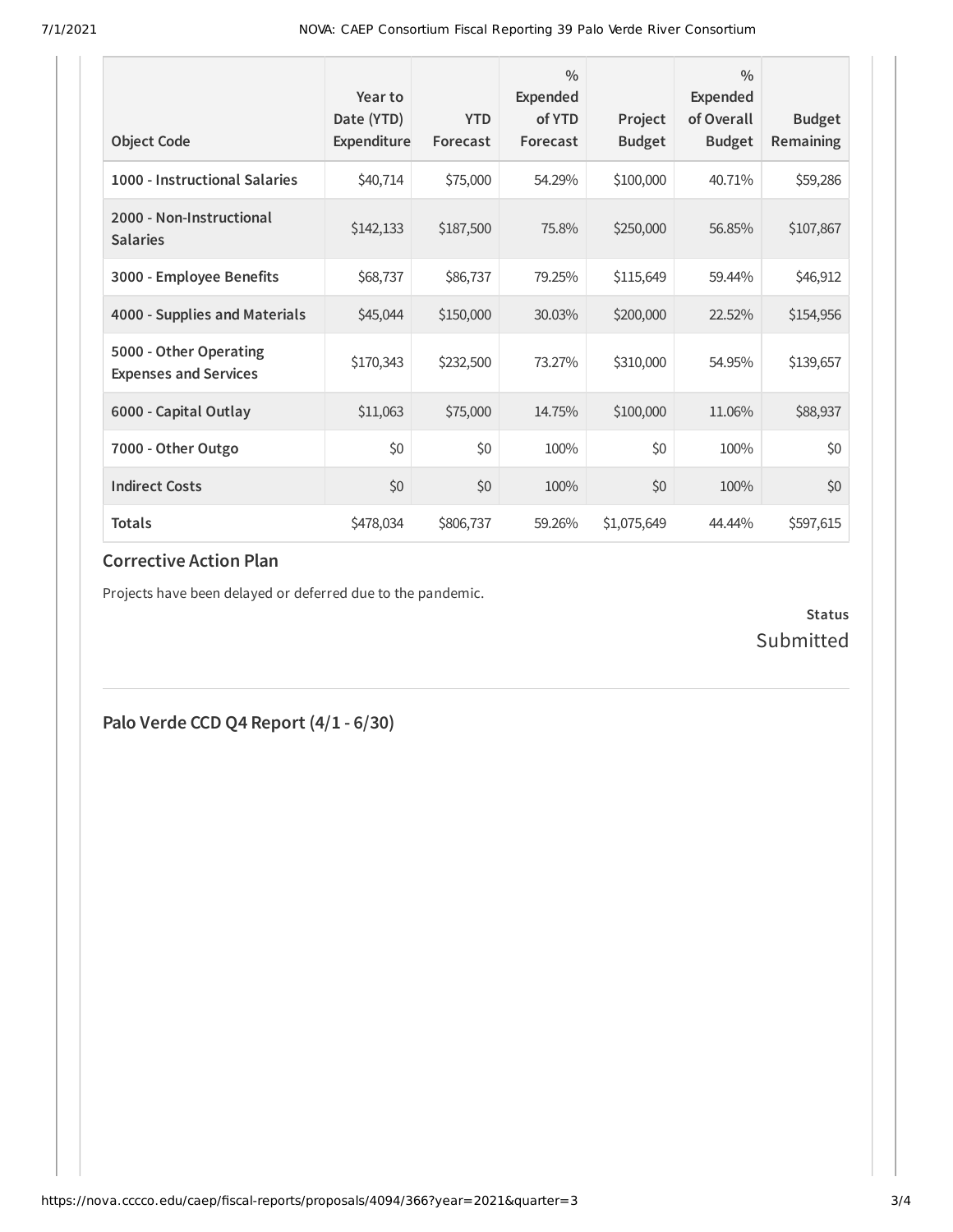| Object Code | Year to Date (YTD) Expenditure | YTD Forecast | % Expended of YTD Forecast | Project Budget | % Expended of Overall Budget | Budget Remaining |
|---|---|---|---|---|---|---|
| **1000 - Instructional Salaries** | $40,714 | $75,000 | 54.29% | $100,000 | 40.71% | $59,286 |
| **2000 - Non-Instructional Salaries** | $142,133 | $187,500 | 75.8% | $250,000 | 56.85% | $107,867 |
| **3000 - Employee Benefits** | $68,737 | $86,737 | 79.25% | $115,649 | 59.44% | $46,912 |
| **4000 - Supplies and Materials** | $45,044 | $150,000 | 30.03% | $200,000 | 22.52% | $154,956 |
| **5000 - Other Operating Expenses and Services** | $170,343 | $232,500 | 73.27% | $310,000 | 54.95% | $139,657 |
| **6000 - Capital Outlay** | $11,063 | $75,000 | 14.75% | $100,000 | 11.06% | $88,937 |
| **7000 - Other Outgo** | $0 | $0 | 100% | $0 | 100% | $0 |
| **Indirect Costs** | $0 | $0 | 100% | $0 | 100% | $0 |
| **Totals** | $478,034 | $806,737 | 59.26% | $1,075,649 | 44.44% | $597,615 |

## Corrective Action Plan

Projects have been delayed or deferred due to the pandemic.

**Status**

Submitted

## Palo Verde CCD Q4 Report (4/1 - 6/30)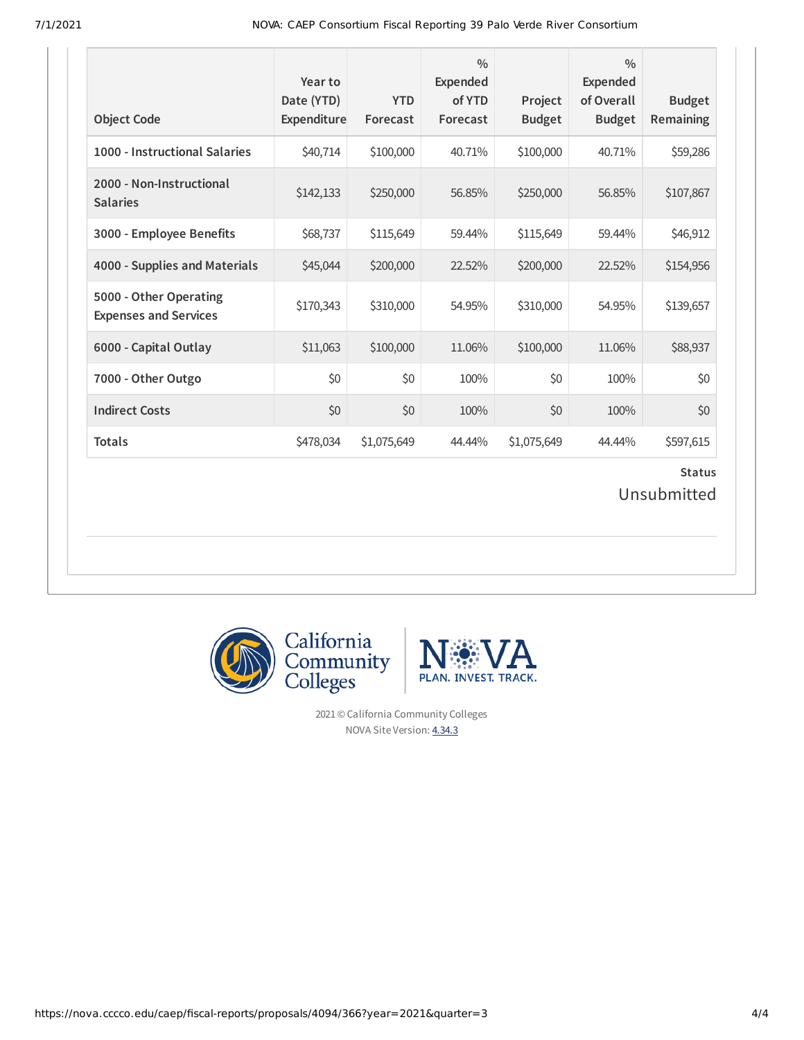| Object Code | Year to Date (YTD) Expenditure | YTD Forecast | % Expended of YTD Forecast | Project Budget | % Expended of Overall Budget | Budget Remaining |
|---|---|---|---|---|---|---|
| 1000 - Instructional Salaries | $40,714 | $100,000 | 40.71% | $100,000 | 40.71% | $59,286 |
| 2000 - Non-Instructional Salaries | $142,133 | $250,000 | 56.85% | $250,000 | 56.85% | $107,867 |
| 3000 - Employee Benefits | $68,737 | $115,649 | 59.44% | $115,649 | 59.44% | $46,912 |
| 4000 - Supplies and Materials | $45,044 | $200,000 | 22.52% | $200,000 | 22.52% | $154,956 |
| 5000 - Other Operating Expenses and Services | $170,343 | $310,000 | 54.95% | $310,000 | 54.95% | $139,657 |
| 6000 - Capital Outlay | $11,063 | $100,000 | 11.06% | $100,000 | 11.06% | $88,937 |
| 7000 - Other Outgo | $0 | $0 | 100% | $0 | 100% | $0 |
| Indirect Costs | $0 | $0 | 100% | $0 | 100% | $0 |
| Totals | $478,034 | $1,075,649 | 44.44% | $1,075,649 | 44.44% | $597,615 |

**Status**

Unsubmitted

California Community Colleges

NOVA PLAN. INVEST. TRACK.

2021 © California Community Colleges

NOVA Site Version: 4.34.3